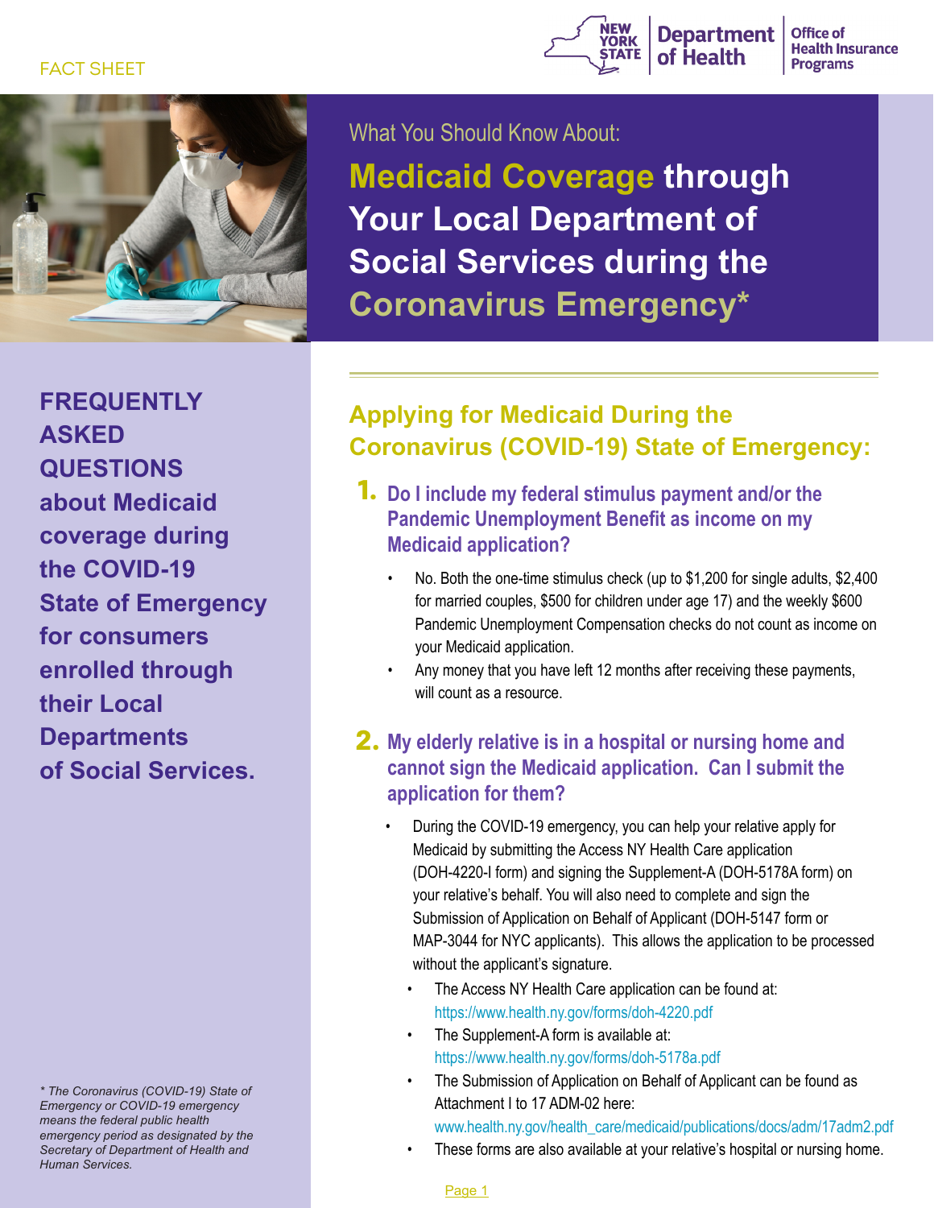FACT SHEET

New York State Department of Health | Office of Health Insurance Programs

What You Should Know About:

# Medicaid Coverage through Your Local Department of Social Services during the Coronavirus Emergency*

**FREQUENTLY ASKED QUESTIONS about Medicaid coverage during the COVID-19 State of Emergency for consumers enrolled through their Local Departments of Social Services.**

*\* The Coronavirus (COVID-19) State of Emergency or COVID-19 emergency means the federal public health emergency period as designated by the Secretary of Department of Health and Human Services.*

## Applying for Medicaid During the Coronavirus (COVID-19) State of Emergency:

### 1. Do I include my federal stimulus payment and/or the Pandemic Unemployment Benefit as income on my Medicaid application?

- No. Both the one-time stimulus check (up to $1,200 for single adults, $2,400 for married couples, $500 for children under age 17) and the weekly $600 Pandemic Unemployment Compensation checks do not count as income on your Medicaid application.
- Any money that you have left 12 months after receiving these payments, will count as a resource.

### 2. My elderly relative is in a hospital or nursing home and cannot sign the Medicaid application. Can I submit the application for them?

- During the COVID-19 emergency, you can help your relative apply for Medicaid by submitting the Access NY Health Care application (DOH-4220-I form) and signing the Supplement-A (DOH-5178A form) on your relative's behalf. You will also need to complete and sign the Submission of Application on Behalf of Applicant (DOH-5147 form or MAP-3044 for NYC applicants). This allows the application to be processed without the applicant's signature.
  - The Access NY Health Care application can be found at: https://www.health.ny.gov/forms/doh-4220.pdf
  - The Supplement-A form is available at: https://www.health.ny.gov/forms/doh-5178a.pdf
  - The Submission of Application on Behalf of Applicant can be found as Attachment I to 17 ADM-02 here: www.health.ny.gov/health_care/medicaid/publications/docs/adm/17adm2.pdf
  - These forms are also available at your relative's hospital or nursing home.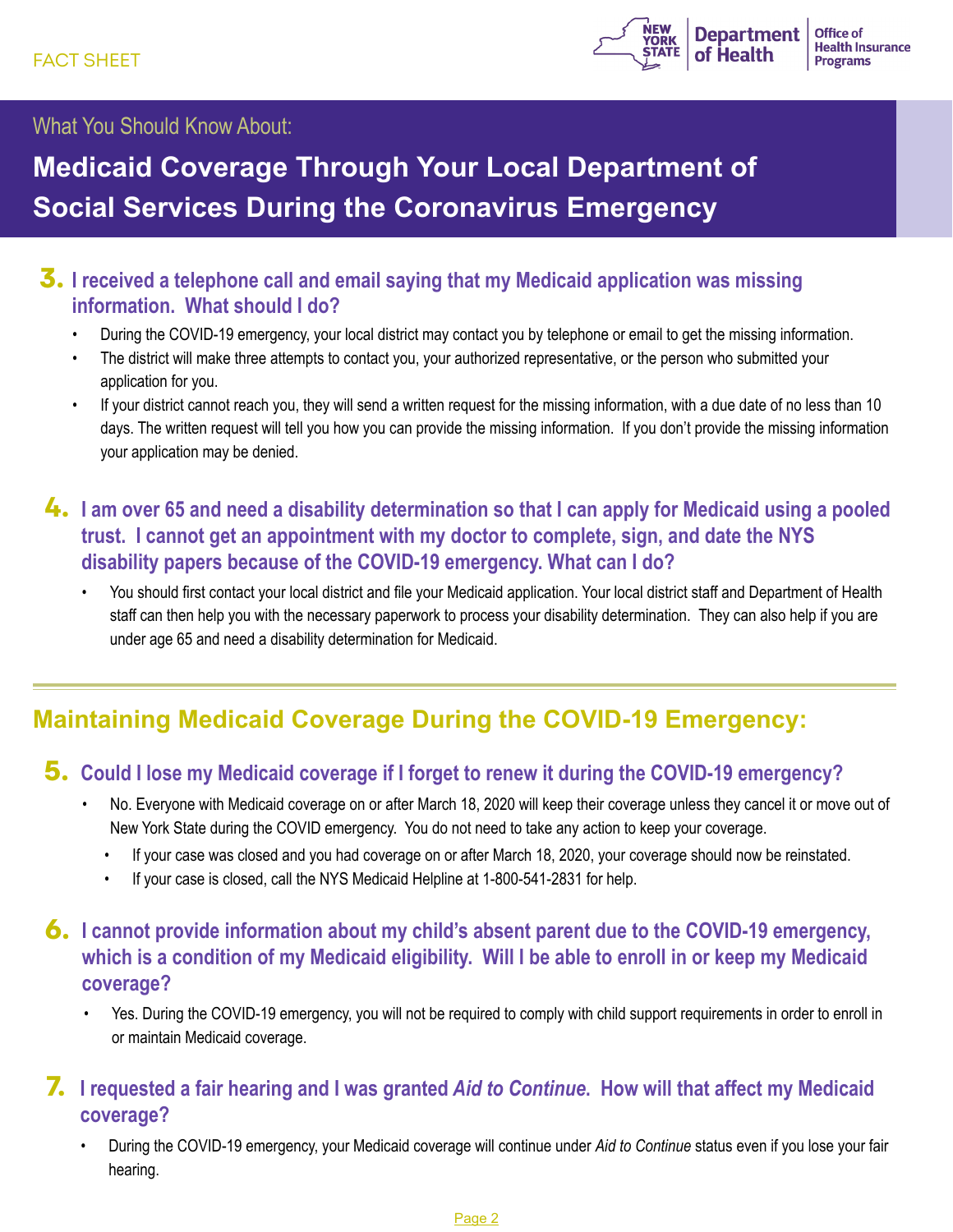FACT SHEET

What You Should Know About:

# Medicaid Coverage Through Your Local Department of Social Services During the Coronavirus Emergency

### 3. I received a telephone call and email saying that my Medicaid application was missing information. What should I do?

- During the COVID-19 emergency, your local district may contact you by telephone or email to get the missing information.
- The district will make three attempts to contact you, your authorized representative, or the person who submitted your application for you.
- If your district cannot reach you, they will send a written request for the missing information, with a due date of no less than 10 days. The written request will tell you how you can provide the missing information. If you don't provide the missing information your application may be denied.

### 4. I am over 65 and need a disability determination so that I can apply for Medicaid using a pooled trust. I cannot get an appointment with my doctor to complete, sign, and date the NYS disability papers because of the COVID-19 emergency. What can I do?

- You should first contact your local district and file your Medicaid application. Your local district staff and Department of Health staff can then help you with the necessary paperwork to process your disability determination. They can also help if you are under age 65 and need a disability determination for Medicaid.

## Maintaining Medicaid Coverage During the COVID-19 Emergency:

### 5. Could I lose my Medicaid coverage if I forget to renew it during the COVID-19 emergency?

- No. Everyone with Medicaid coverage on or after March 18, 2020 will keep their coverage unless they cancel it or move out of New York State during the COVID emergency. You do not need to take any action to keep your coverage.
  - If your case was closed and you had coverage on or after March 18, 2020, your coverage should now be reinstated.
  - If your case is closed, call the NYS Medicaid Helpline at 1-800-541-2831 for help.

### 6. I cannot provide information about my child's absent parent due to the COVID-19 emergency, which is a condition of my Medicaid eligibility. Will I be able to enroll in or keep my Medicaid coverage?

- Yes. During the COVID-19 emergency, you will not be required to comply with child support requirements in order to enroll in or maintain Medicaid coverage.

### 7. I requested a fair hearing and I was granted *Aid to Continue*. How will that affect my Medicaid coverage?

- During the COVID-19 emergency, your Medicaid coverage will continue under *Aid to Continue* status even if you lose your fair hearing.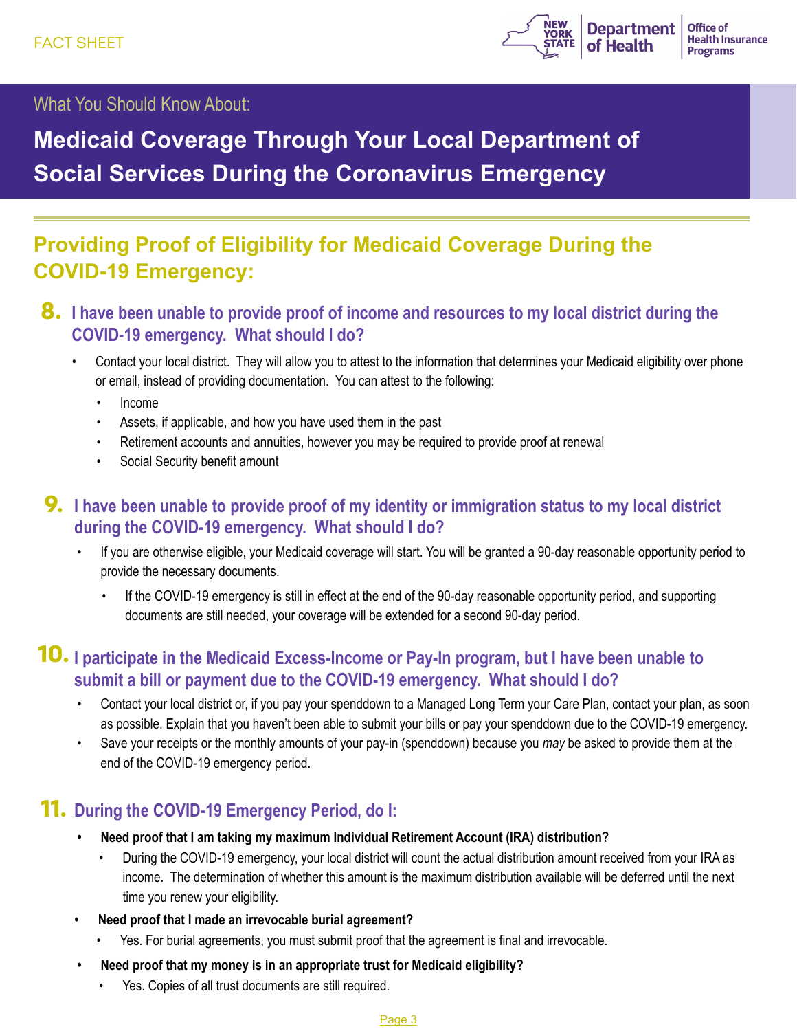FACT SHEET

What You Should Know About:

# Medicaid Coverage Through Your Local Department of Social Services During the Coronavirus Emergency

## Providing Proof of Eligibility for Medicaid Coverage During the COVID-19 Emergency:

### 8. I have been unable to provide proof of income and resources to my local district during the COVID-19 emergency. What should I do?

- Contact your local district. They will allow you to attest to the information that determines your Medicaid eligibility over phone or email, instead of providing documentation. You can attest to the following:
  - Income
  - Assets, if applicable, and how you have used them in the past
  - Retirement accounts and annuities, however you may be required to provide proof at renewal
  - Social Security benefit amount

### 9. I have been unable to provide proof of my identity or immigration status to my local district during the COVID-19 emergency. What should I do?

- If you are otherwise eligible, your Medicaid coverage will start. You will be granted a 90-day reasonable opportunity period to provide the necessary documents.
  - If the COVID-19 emergency is still in effect at the end of the 90-day reasonable opportunity period, and supporting documents are still needed, your coverage will be extended for a second 90-day period.

### 10. I participate in the Medicaid Excess-Income or Pay-In program, but I have been unable to submit a bill or payment due to the COVID-19 emergency. What should I do?

- Contact your local district or, if you pay your spenddown to a Managed Long Term your Care Plan, contact your plan, as soon as possible. Explain that you haven't been able to submit your bills or pay your spenddown due to the COVID-19 emergency.
- Save your receipts or the monthly amounts of your pay-in (spenddown) because you *may* be asked to provide them at the end of the COVID-19 emergency period.

### 11. During the COVID-19 Emergency Period, do I:

- **Need proof that I am taking my maximum Individual Retirement Account (IRA) distribution?**
  - During the COVID-19 emergency, your local district will count the actual distribution amount received from your IRA as income. The determination of whether this amount is the maximum distribution available will be deferred until the next time you renew your eligibility.
- **Need proof that I made an irrevocable burial agreement?**
  - Yes. For burial agreements, you must submit proof that the agreement is final and irrevocable.
- **Need proof that my money is in an appropriate trust for Medicaid eligibility?**
  - Yes. Copies of all trust documents are still required.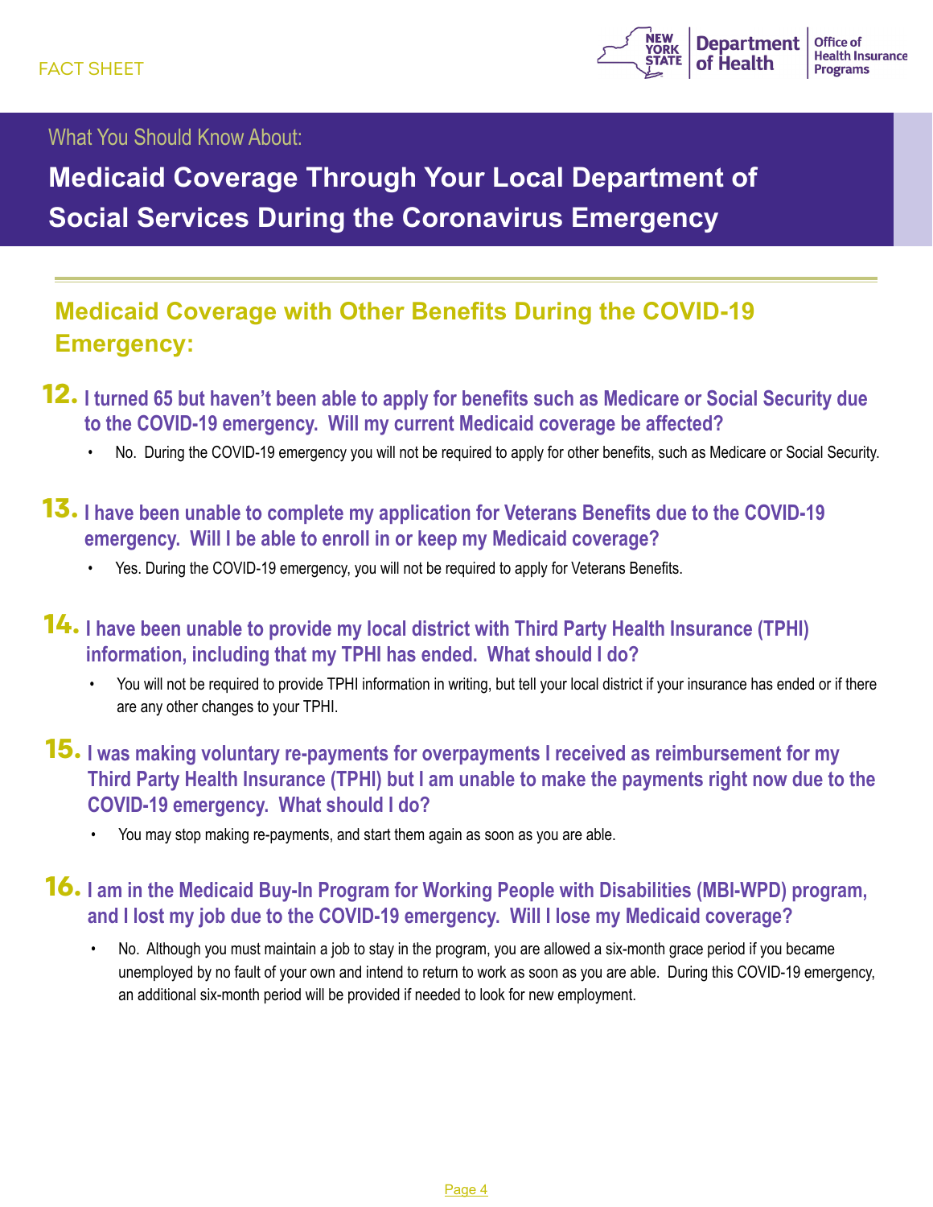FACT SHEET

What You Should Know About:

# Medicaid Coverage Through Your Local Department of Social Services During the Coronavirus Emergency

## Medicaid Coverage with Other Benefits During the COVID-19 Emergency:

### 12. I turned 65 but haven't been able to apply for benefits such as Medicare or Social Security due to the COVID-19 emergency. Will my current Medicaid coverage be affected?

- No. During the COVID-19 emergency you will not be required to apply for other benefits, such as Medicare or Social Security.

### 13. I have been unable to complete my application for Veterans Benefits due to the COVID-19 emergency. Will I be able to enroll in or keep my Medicaid coverage?

- Yes. During the COVID-19 emergency, you will not be required to apply for Veterans Benefits.

### 14. I have been unable to provide my local district with Third Party Health Insurance (TPHI) information, including that my TPHI has ended. What should I do?

- You will not be required to provide TPHI information in writing, but tell your local district if your insurance has ended or if there are any other changes to your TPHI.

### 15. I was making voluntary re-payments for overpayments I received as reimbursement for my Third Party Health Insurance (TPHI) but I am unable to make the payments right now due to the COVID-19 emergency. What should I do?

- You may stop making re-payments, and start them again as soon as you are able.

### 16. I am in the Medicaid Buy-In Program for Working People with Disabilities (MBI-WPD) program, and I lost my job due to the COVID-19 emergency. Will I lose my Medicaid coverage?

- No. Although you must maintain a job to stay in the program, you are allowed a six-month grace period if you became unemployed by no fault of your own and intend to return to work as soon as you are able. During this COVID-19 emergency, an additional six-month period will be provided if needed to look for new employment.